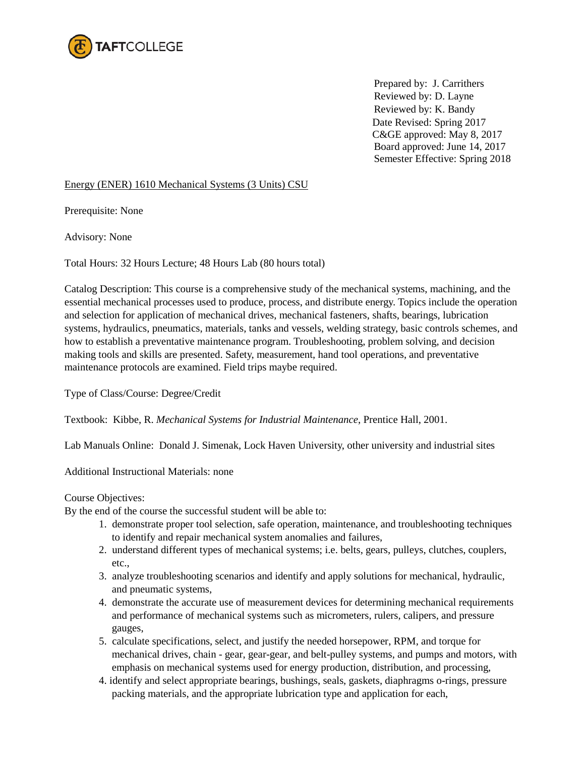TAFTCOLLEGE

Prepared by: J. Carrithers
Reviewed by: D. Layne
Reviewed by: K. Bandy
Date Revised: Spring 2017
C&GE approved: May 8, 2017
Board approved: June 14, 2017
Semester Effective: Spring 2018

Energy (ENER) 1610 Mechanical Systems (3 Units) CSU

Prerequisite: None

Advisory: None

Total Hours: 32 Hours Lecture; 48 Hours Lab (80 hours total)

Catalog Description: This course is a comprehensive study of the mechanical systems, machining, and the essential mechanical processes used to produce, process, and distribute energy. Topics include the operation and selection for application of mechanical drives, mechanical fasteners, shafts, bearings, lubrication systems, hydraulics, pneumatics, materials, tanks and vessels, welding strategy, basic controls schemes, and how to establish a preventative maintenance program. Troubleshooting, problem solving, and decision making tools and skills are presented. Safety, measurement, hand tool operations, and preventative maintenance protocols are examined. Field trips maybe required.

Type of Class/Course: Degree/Credit

Textbook: Kibbe, R. *Mechanical Systems for Industrial Maintenance*, Prentice Hall, 2001.

Lab Manuals Online: Donald J. Simenak, Lock Haven University, other university and industrial sites

Additional Instructional Materials: none

Course Objectives:
By the end of the course the successful student will be able to:

1. demonstrate proper tool selection, safe operation, maintenance, and troubleshooting techniques to identify and repair mechanical system anomalies and failures,
2. understand different types of mechanical systems; i.e. belts, gears, pulleys, clutches, couplers, etc.,
3. analyze troubleshooting scenarios and identify and apply solutions for mechanical, hydraulic, and pneumatic systems,
4. demonstrate the accurate use of measurement devices for determining mechanical requirements and performance of mechanical systems such as micrometers, rulers, calipers, and pressure gauges,
5. calculate specifications, select, and justify the needed horsepower, RPM, and torque for mechanical drives, chain - gear, gear-gear, and belt-pulley systems, and pumps and motors, with emphasis on mechanical systems used for energy production, distribution, and processing,
4. identify and select appropriate bearings, bushings, seals, gaskets, diaphragms o-rings, pressure packing materials, and the appropriate lubrication type and application for each,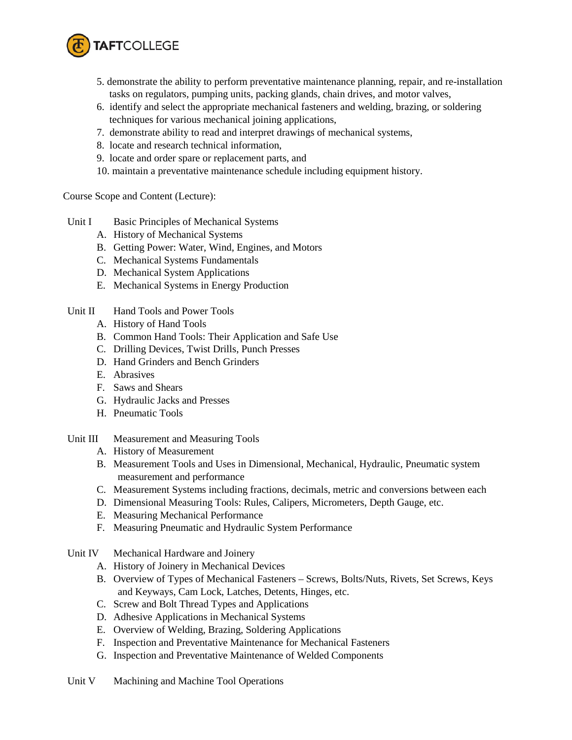5. demonstrate the ability to perform preventative maintenance planning, repair, and re-installation tasks on regulators, pumping units, packing glands, chain drives, and motor valves,
6. identify and select the appropriate mechanical fasteners and welding, brazing, or soldering techniques for various mechanical joining applications,
7. demonstrate ability to read and interpret drawings of mechanical systems,
8. locate and research technical information,
9. locate and order spare or replacement parts, and
10. maintain a preventative maintenance schedule including equipment history.

Course Scope and Content (Lecture):

Unit I Basic Principles of Mechanical Systems

A. History of Mechanical Systems
B. Getting Power: Water, Wind, Engines, and Motors
C. Mechanical Systems Fundamentals
D. Mechanical System Applications
E. Mechanical Systems in Energy Production

Unit II Hand Tools and Power Tools

A. History of Hand Tools
B. Common Hand Tools: Their Application and Safe Use
C. Drilling Devices, Twist Drills, Punch Presses
D. Hand Grinders and Bench Grinders
E. Abrasives
F. Saws and Shears
G. Hydraulic Jacks and Presses
H. Pneumatic Tools

Unit III Measurement and Measuring Tools

A. History of Measurement
B. Measurement Tools and Uses in Dimensional, Mechanical, Hydraulic, Pneumatic system measurement and performance
C. Measurement Systems including fractions, decimals, metric and conversions between each
D. Dimensional Measuring Tools: Rules, Calipers, Micrometers, Depth Gauge, etc.
E. Measuring Mechanical Performance
F. Measuring Pneumatic and Hydraulic System Performance

Unit IV Mechanical Hardware and Joinery

A. History of Joinery in Mechanical Devices
B. Overview of Types of Mechanical Fasteners – Screws, Bolts/Nuts, Rivets, Set Screws, Keys and Keyways, Cam Lock, Latches, Detents, Hinges, etc.
C. Screw and Bolt Thread Types and Applications
D. Adhesive Applications in Mechanical Systems
E. Overview of Welding, Brazing, Soldering Applications
F. Inspection and Preventative Maintenance for Mechanical Fasteners
G. Inspection and Preventative Maintenance of Welded Components

Unit V Machining and Machine Tool Operations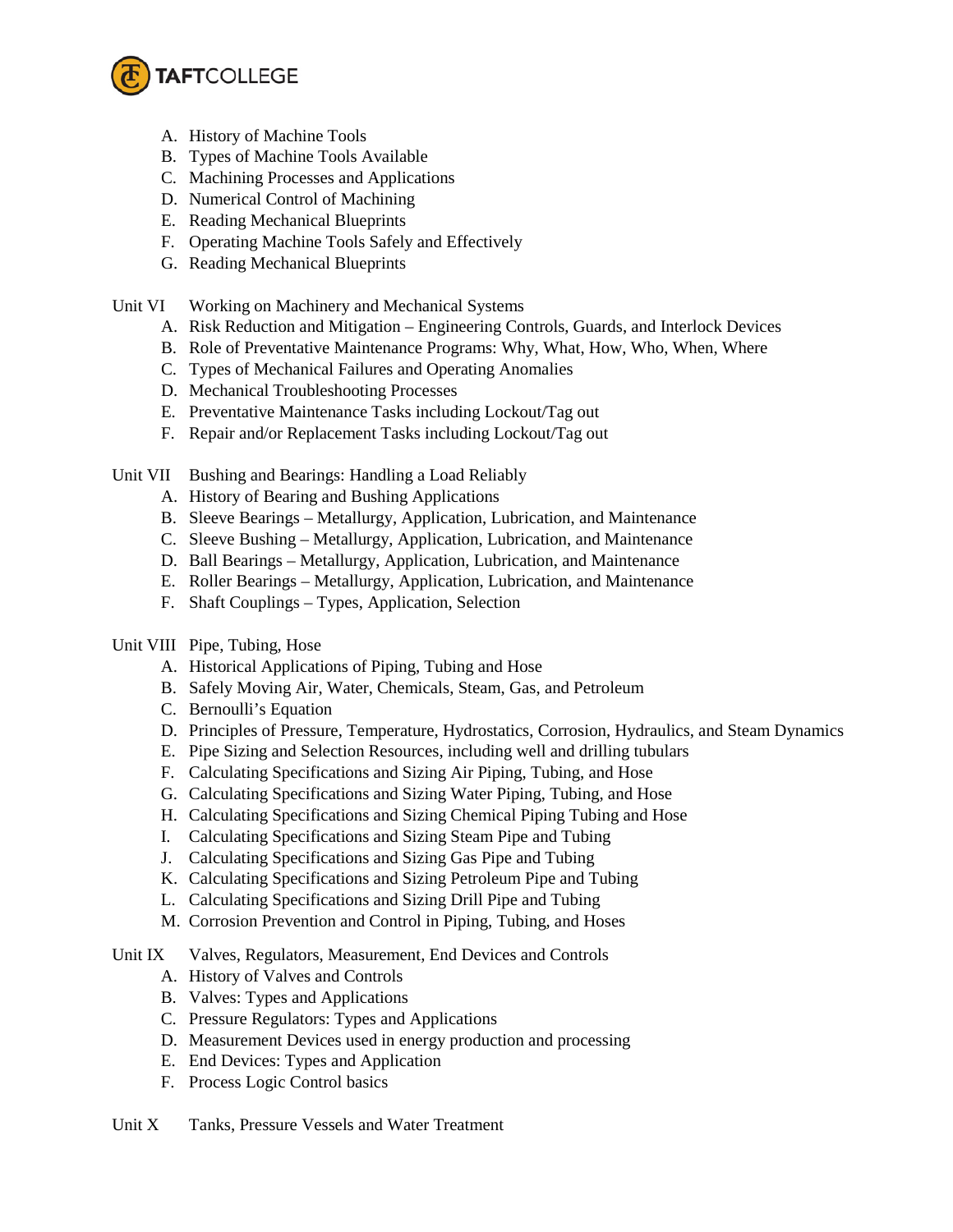A. History of Machine Tools
B. Types of Machine Tools Available
C. Machining Processes and Applications
D. Numerical Control of Machining
E. Reading Mechanical Blueprints
F. Operating Machine Tools Safely and Effectively
G. Reading Mechanical Blueprints

Unit VI Working on Machinery and Mechanical Systems

A. Risk Reduction and Mitigation – Engineering Controls, Guards, and Interlock Devices
B. Role of Preventative Maintenance Programs: Why, What, How, Who, When, Where
C. Types of Mechanical Failures and Operating Anomalies
D. Mechanical Troubleshooting Processes
E. Preventative Maintenance Tasks including Lockout/Tag out
F. Repair and/or Replacement Tasks including Lockout/Tag out

Unit VII Bushing and Bearings: Handling a Load Reliably

A. History of Bearing and Bushing Applications
B. Sleeve Bearings – Metallurgy, Application, Lubrication, and Maintenance
C. Sleeve Bushing – Metallurgy, Application, Lubrication, and Maintenance
D. Ball Bearings – Metallurgy, Application, Lubrication, and Maintenance
E. Roller Bearings – Metallurgy, Application, Lubrication, and Maintenance
F. Shaft Couplings – Types, Application, Selection

Unit VIII Pipe, Tubing, Hose

A. Historical Applications of Piping, Tubing and Hose
B. Safely Moving Air, Water, Chemicals, Steam, Gas, and Petroleum
C. Bernoulli's Equation
D. Principles of Pressure, Temperature, Hydrostatics, Corrosion, Hydraulics, and Steam Dynamics
E. Pipe Sizing and Selection Resources, including well and drilling tubulars
F. Calculating Specifications and Sizing Air Piping, Tubing, and Hose
G. Calculating Specifications and Sizing Water Piping, Tubing, and Hose
H. Calculating Specifications and Sizing Chemical Piping Tubing and Hose
I. Calculating Specifications and Sizing Steam Pipe and Tubing
J. Calculating Specifications and Sizing Gas Pipe and Tubing
K. Calculating Specifications and Sizing Petroleum Pipe and Tubing
L. Calculating Specifications and Sizing Drill Pipe and Tubing
M. Corrosion Prevention and Control in Piping, Tubing, and Hoses

Unit IX Valves, Regulators, Measurement, End Devices and Controls

A. History of Valves and Controls
B. Valves: Types and Applications
C. Pressure Regulators: Types and Applications
D. Measurement Devices used in energy production and processing
E. End Devices: Types and Application
F. Process Logic Control basics

Unit X Tanks, Pressure Vessels and Water Treatment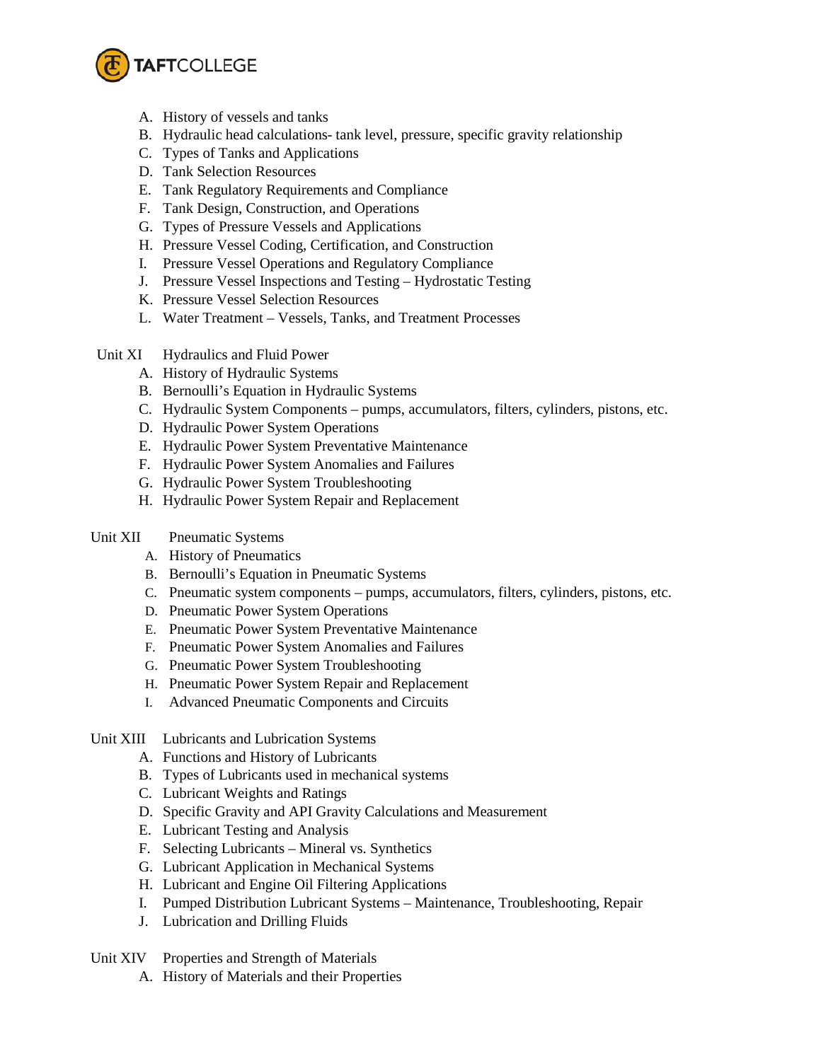A. History of vessels and tanks
B. Hydraulic head calculations- tank level, pressure, specific gravity relationship
C. Types of Tanks and Applications
D. Tank Selection Resources
E. Tank Regulatory Requirements and Compliance
F. Tank Design, Construction, and Operations
G. Types of Pressure Vessels and Applications
H. Pressure Vessel Coding, Certification, and Construction
I. Pressure Vessel Operations and Regulatory Compliance
J. Pressure Vessel Inspections and Testing – Hydrostatic Testing
K. Pressure Vessel Selection Resources
L. Water Treatment – Vessels, Tanks, and Treatment Processes

Unit XI Hydraulics and Fluid Power

A. History of Hydraulic Systems
B. Bernoulli's Equation in Hydraulic Systems
C. Hydraulic System Components – pumps, accumulators, filters, cylinders, pistons, etc.
D. Hydraulic Power System Operations
E. Hydraulic Power System Preventative Maintenance
F. Hydraulic Power System Anomalies and Failures
G. Hydraulic Power System Troubleshooting
H. Hydraulic Power System Repair and Replacement

Unit XII Pneumatic Systems

A. History of Pneumatics
B. Bernoulli's Equation in Pneumatic Systems
C. Pneumatic system components – pumps, accumulators, filters, cylinders, pistons, etc.
D. Pneumatic Power System Operations
E. Pneumatic Power System Preventative Maintenance
F. Pneumatic Power System Anomalies and Failures
G. Pneumatic Power System Troubleshooting
H. Pneumatic Power System Repair and Replacement
I. Advanced Pneumatic Components and Circuits

Unit XIII Lubricants and Lubrication Systems

A. Functions and History of Lubricants
B. Types of Lubricants used in mechanical systems
C. Lubricant Weights and Ratings
D. Specific Gravity and API Gravity Calculations and Measurement
E. Lubricant Testing and Analysis
F. Selecting Lubricants – Mineral vs. Synthetics
G. Lubricant Application in Mechanical Systems
H. Lubricant and Engine Oil Filtering Applications
I. Pumped Distribution Lubricant Systems – Maintenance, Troubleshooting, Repair
J. Lubrication and Drilling Fluids

Unit XIV Properties and Strength of Materials

A. History of Materials and their Properties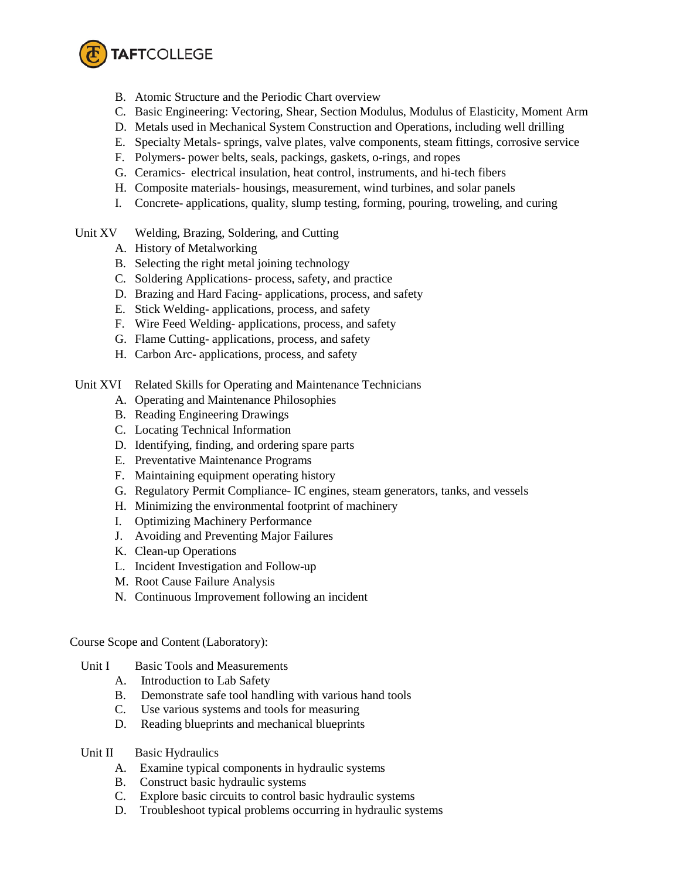B. Atomic Structure and the Periodic Chart overview
C. Basic Engineering: Vectoring, Shear, Section Modulus, Modulus of Elasticity, Moment Arm
D. Metals used in Mechanical System Construction and Operations, including well drilling
E. Specialty Metals- springs, valve plates, valve components, steam fittings, corrosive service
F. Polymers- power belts, seals, packings, gaskets, o-rings, and ropes
G. Ceramics- electrical insulation, heat control, instruments, and hi-tech fibers
H. Composite materials- housings, measurement, wind turbines, and solar panels
I. Concrete- applications, quality, slump testing, forming, pouring, troweling, and curing

Unit XV Welding, Brazing, Soldering, and Cutting

A. History of Metalworking
B. Selecting the right metal joining technology
C. Soldering Applications- process, safety, and practice
D. Brazing and Hard Facing- applications, process, and safety
E. Stick Welding- applications, process, and safety
F. Wire Feed Welding- applications, process, and safety
G. Flame Cutting- applications, process, and safety
H. Carbon Arc- applications, process, and safety

Unit XVI Related Skills for Operating and Maintenance Technicians

A. Operating and Maintenance Philosophies
B. Reading Engineering Drawings
C. Locating Technical Information
D. Identifying, finding, and ordering spare parts
E. Preventative Maintenance Programs
F. Maintaining equipment operating history
G. Regulatory Permit Compliance- IC engines, steam generators, tanks, and vessels
H. Minimizing the environmental footprint of machinery
I. Optimizing Machinery Performance
J. Avoiding and Preventing Major Failures
K. Clean-up Operations
L. Incident Investigation and Follow-up
M. Root Cause Failure Analysis
N. Continuous Improvement following an incident

Course Scope and Content (Laboratory):

Unit I Basic Tools and Measurements

A. Introduction to Lab Safety
B. Demonstrate safe tool handling with various hand tools
C. Use various systems and tools for measuring
D. Reading blueprints and mechanical blueprints

Unit II Basic Hydraulics

A. Examine typical components in hydraulic systems
B. Construct basic hydraulic systems
C. Explore basic circuits to control basic hydraulic systems
D. Troubleshoot typical problems occurring in hydraulic systems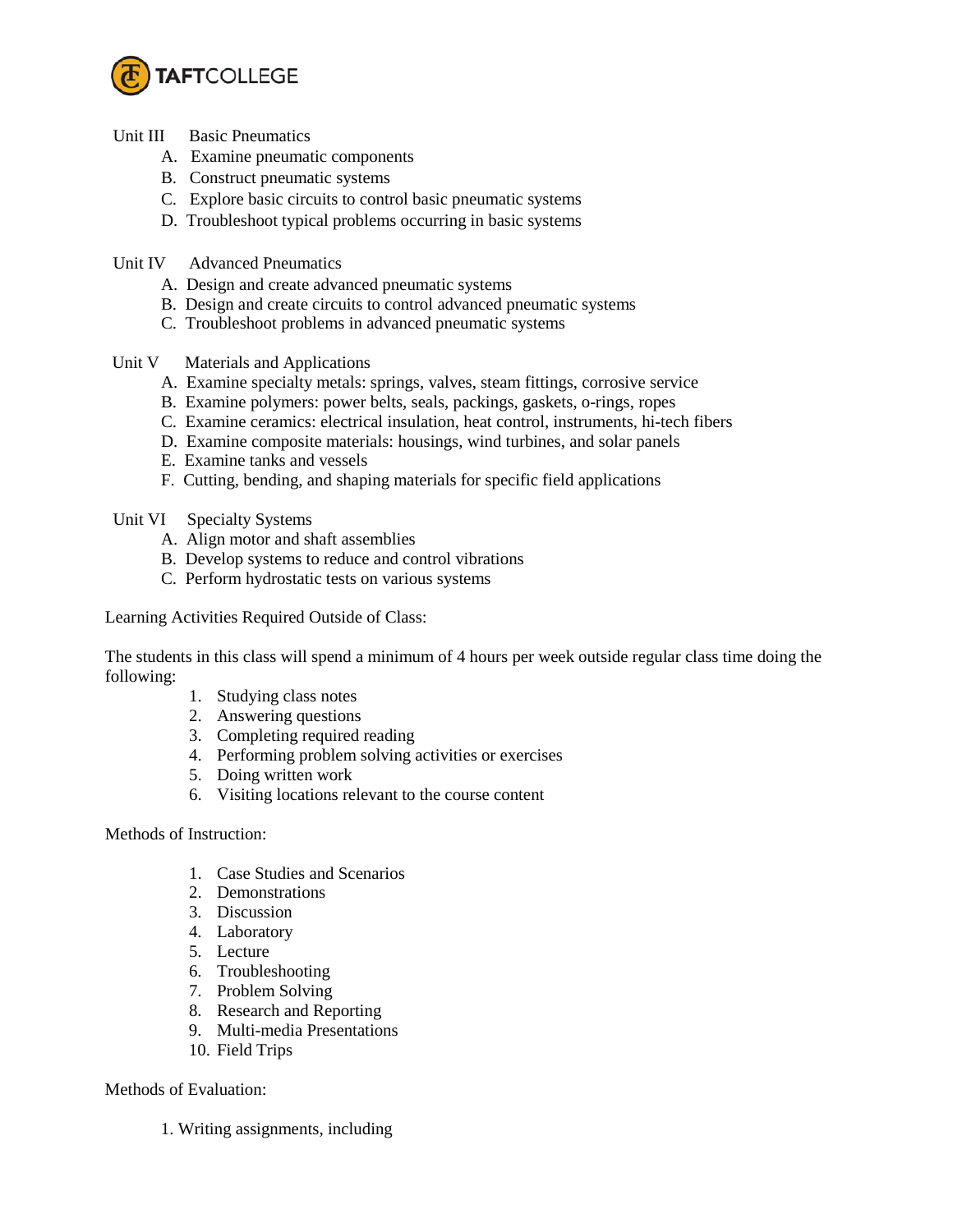Unit III Basic Pneumatics

A. Examine pneumatic components
B. Construct pneumatic systems
C. Explore basic circuits to control basic pneumatic systems
D. Troubleshoot typical problems occurring in basic systems

Unit IV Advanced Pneumatics

A. Design and create advanced pneumatic systems
B. Design and create circuits to control advanced pneumatic systems
C. Troubleshoot problems in advanced pneumatic systems

Unit V Materials and Applications

A. Examine specialty metals: springs, valves, steam fittings, corrosive service
B. Examine polymers: power belts, seals, packings, gaskets, o-rings, ropes
C. Examine ceramics: electrical insulation, heat control, instruments, hi-tech fibers
D. Examine composite materials: housings, wind turbines, and solar panels
E. Examine tanks and vessels
F. Cutting, bending, and shaping materials for specific field applications

Unit VI Specialty Systems

A. Align motor and shaft assemblies
B. Develop systems to reduce and control vibrations
C. Perform hydrostatic tests on various systems

Learning Activities Required Outside of Class:

The students in this class will spend a minimum of 4 hours per week outside regular class time doing the following:

1. Studying class notes
2. Answering questions
3. Completing required reading
4. Performing problem solving activities or exercises
5. Doing written work
6. Visiting locations relevant to the course content

Methods of Instruction:

1. Case Studies and Scenarios
2. Demonstrations
3. Discussion
4. Laboratory
5. Lecture
6. Troubleshooting
7. Problem Solving
8. Research and Reporting
9. Multi-media Presentations
10. Field Trips

Methods of Evaluation:

1. Writing assignments, including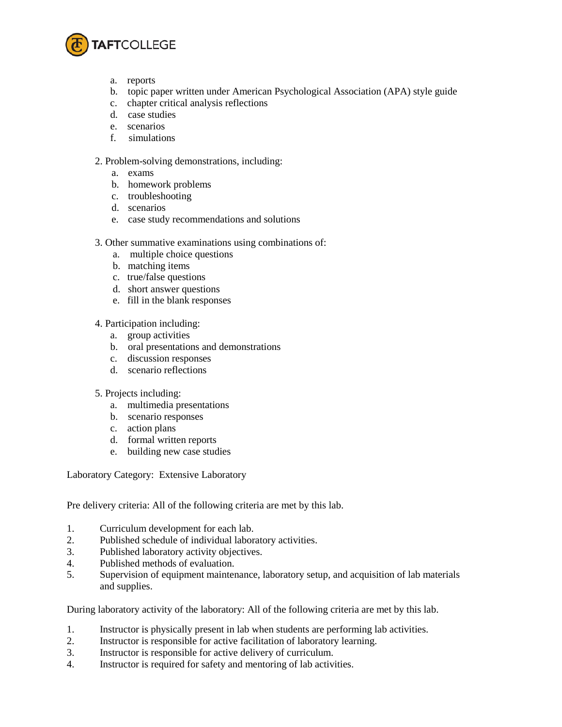a. reports
   b. topic paper written under American Psychological Association (APA) style guide
   c. chapter critical analysis reflections
   d. case studies
   e. scenarios
   f. simulations

2. Problem-solving demonstrations, including:
   a. exams
   b. homework problems
   c. troubleshooting
   d. scenarios
   e. case study recommendations and solutions

3. Other summative examinations using combinations of:
   a. multiple choice questions
   b. matching items
   c. true/false questions
   d. short answer questions
   e. fill in the blank responses

4. Participation including:
   a. group activities
   b. oral presentations and demonstrations
   c. discussion responses
   d. scenario reflections

5. Projects including:
   a. multimedia presentations
   b. scenario responses
   c. action plans
   d. formal written reports
   e. building new case studies

Laboratory Category: Extensive Laboratory

Pre delivery criteria: All of the following criteria are met by this lab.

1. Curriculum development for each lab.
2. Published schedule of individual laboratory activities.
3. Published laboratory activity objectives.
4. Published methods of evaluation.
5. Supervision of equipment maintenance, laboratory setup, and acquisition of lab materials and supplies.

During laboratory activity of the laboratory: All of the following criteria are met by this lab.

1. Instructor is physically present in lab when students are performing lab activities.
2. Instructor is responsible for active facilitation of laboratory learning.
3. Instructor is responsible for active delivery of curriculum.
4. Instructor is required for safety and mentoring of lab activities.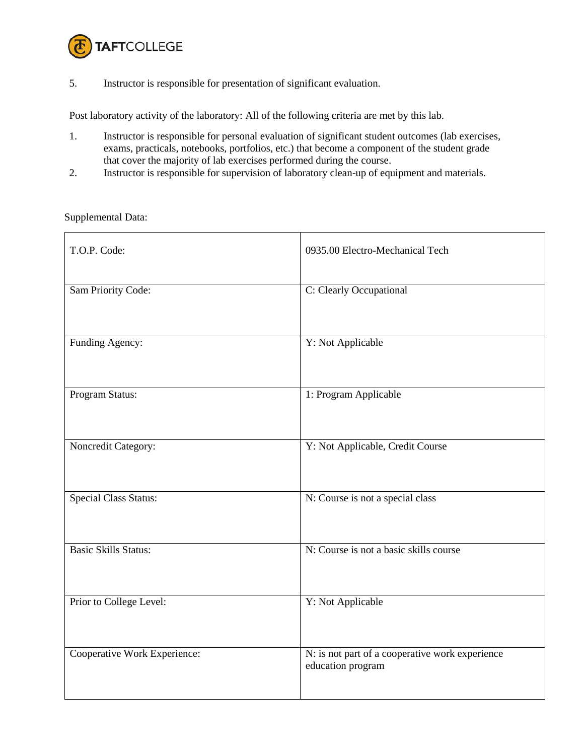5. Instructor is responsible for presentation of significant evaluation.

Post laboratory activity of the laboratory: All of the following criteria are met by this lab.

1. Instructor is responsible for personal evaluation of significant student outcomes (lab exercises, exams, practicals, notebooks, portfolios, etc.) that become a component of the student grade that cover the majority of lab exercises performed during the course.
2. Instructor is responsible for supervision of laboratory clean-up of equipment and materials.

Supplemental Data:

| | |
|---|---|
| T.O.P. Code: | 0935.00 Electro-Mechanical Tech |
| Sam Priority Code: | C: Clearly Occupational |
| Funding Agency: | Y: Not Applicable |
| Program Status: | 1: Program Applicable |
| Noncredit Category: | Y: Not Applicable, Credit Course |
| Special Class Status: | N: Course is not a special class |
| Basic Skills Status: | N: Course is not a basic skills course |
| Prior to College Level: | Y: Not Applicable |
| Cooperative Work Experience: | N: is not part of a cooperative work experience education program |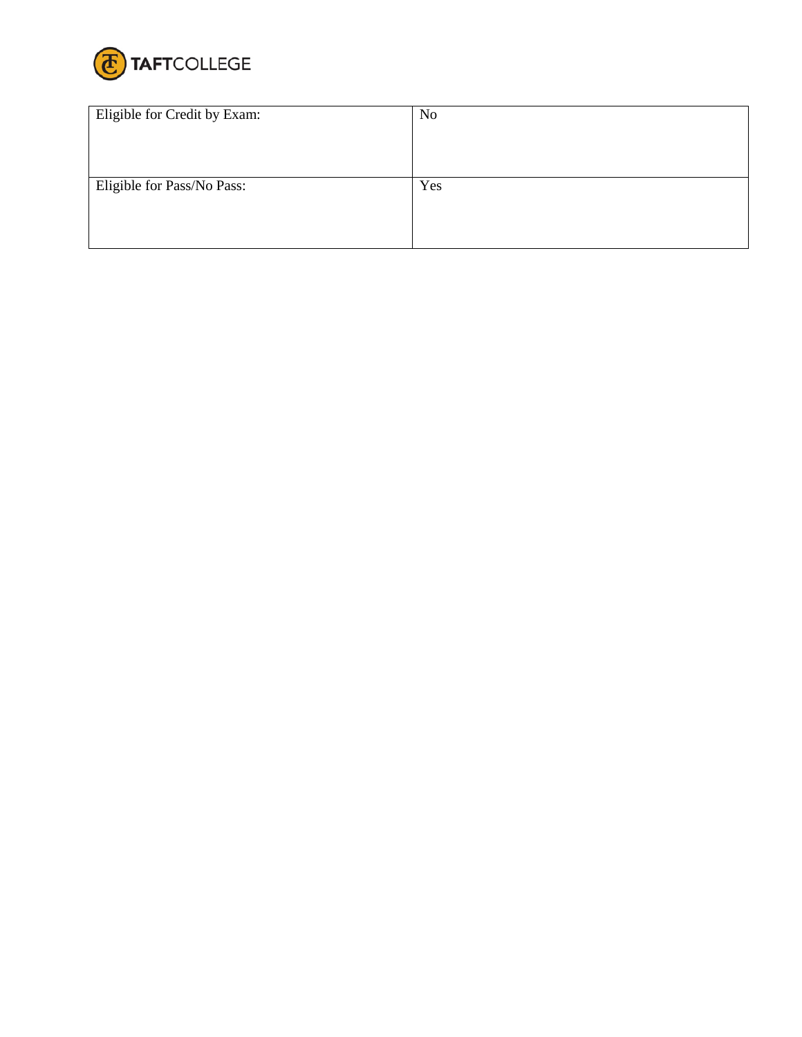| | |
|---|---|
| Eligible for Credit by Exam: | No |
| Eligible for Pass/No Pass: | Yes |